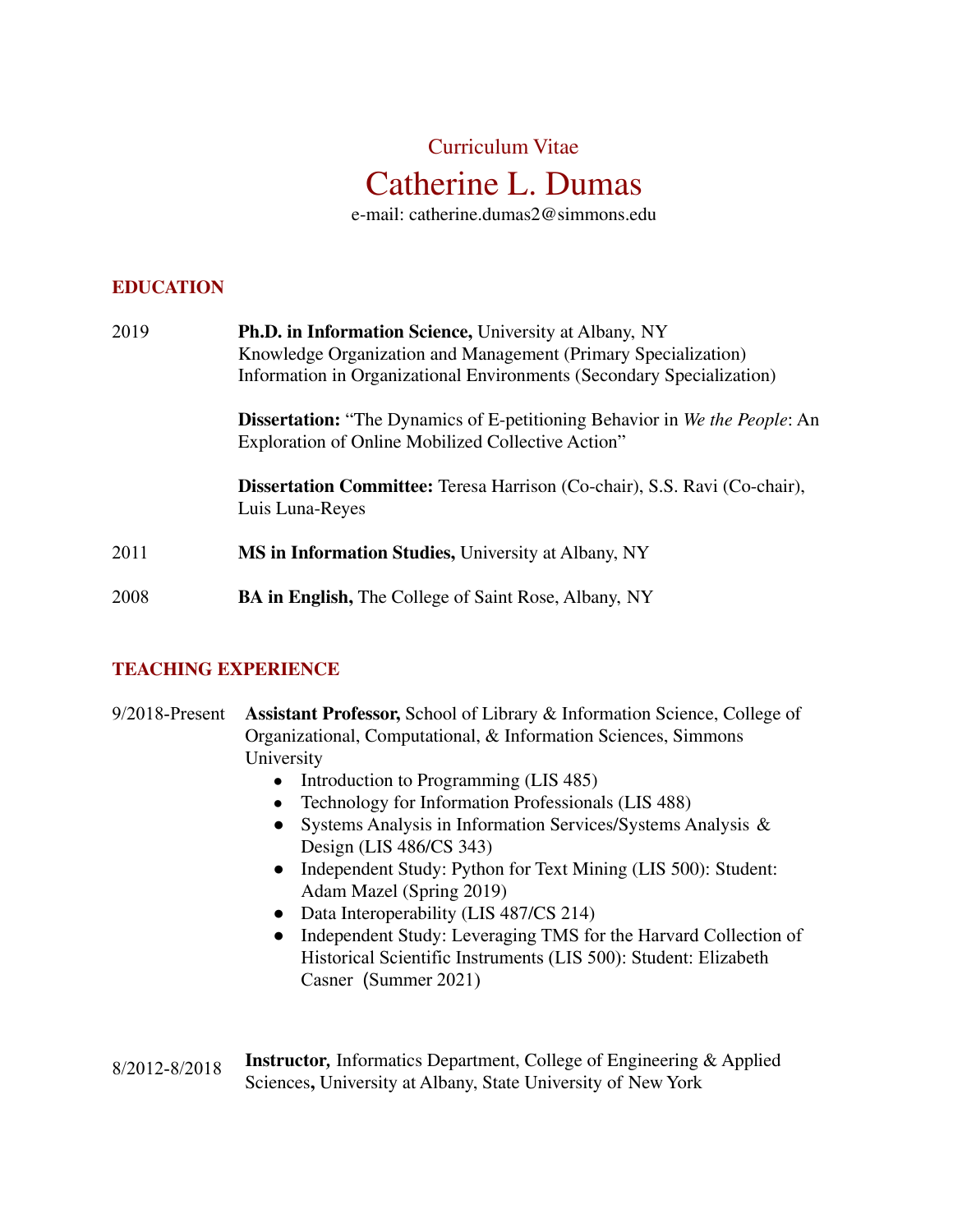Curriculum Vitae

# Catherine L. Dumas

e-mail: catherine.dumas2@simmons.edu

## EDUCATION

2019 **Ph.D. in Information Science,** University at Albany, NY
Knowledge Organization and Management (Primary Specialization)
Information in Organizational Environments (Secondary Specialization)

**Dissertation:** "The Dynamics of E-petitioning Behavior in *We the People*: An Exploration of Online Mobilized Collective Action"

**Dissertation Committee:** Teresa Harrison (Co-chair), S.S. Ravi (Co-chair), Luis Luna-Reyes

2011 **MS in Information Studies,** University at Albany, NY

2008 **BA in English,** The College of Saint Rose, Albany, NY

## TEACHING EXPERIENCE

9/2018-Present **Assistant Professor,** School of Library & Information Science, College of Organizational, Computational, & Information Sciences, Simmons University

- Introduction to Programming (LIS 485)
- Technology for Information Professionals (LIS 488)
- Systems Analysis in Information Services/Systems Analysis & Design (LIS 486/CS 343)
- Independent Study: Python for Text Mining (LIS 500): Student: Adam Mazel (Spring 2019)
- Data Interoperability (LIS 487/CS 214)
- Independent Study: Leveraging TMS for the Harvard Collection of Historical Scientific Instruments (LIS 500): Student: Elizabeth Casner (Summer 2021)

8/2012-8/2018 **Instructor,** Informatics Department, College of Engineering & Applied Sciences**,** University at Albany, State University of New York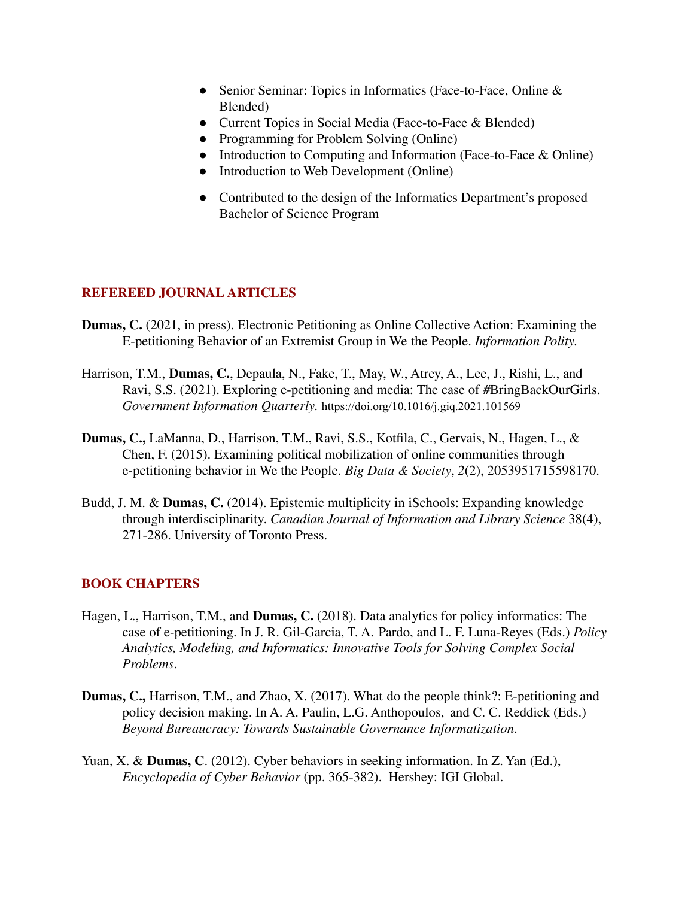- Senior Seminar: Topics in Informatics (Face-to-Face, Online & Blended)
- Current Topics in Social Media (Face-to-Face & Blended)
- Programming for Problem Solving (Online)
- Introduction to Computing and Information (Face-to-Face & Online)
- Introduction to Web Development (Online)

- Contributed to the design of the Informatics Department's proposed Bachelor of Science Program

## REFEREED JOURNAL ARTICLES

**Dumas, C.** (2021, in press). Electronic Petitioning as Online Collective Action: Examining the E-petitioning Behavior of an Extremist Group in We the People. *Information Polity.*

Harrison, T.M., **Dumas, C.**, Depaula, N., Fake, T., May, W., Atrey, A., Lee, J., Rishi, L., and Ravi, S.S. (2021). Exploring e-petitioning and media: The case of #BringBackOurGirls. *Government Information Quarterly.* https://doi.org/10.1016/j.giq.2021.101569

**Dumas, C.,** LaManna, D., Harrison, T.M., Ravi, S.S., Kotfila, C., Gervais, N., Hagen, L., & Chen, F. (2015). Examining political mobilization of online communities through e-petitioning behavior in We the People. *Big Data & Society*, *2*(2), 2053951715598170.

Budd, J. M. & **Dumas, C.** (2014). Epistemic multiplicity in iSchools: Expanding knowledge through interdisciplinarity. *Canadian Journal of Information and Library Science* 38(4), 271-286. University of Toronto Press.

## BOOK CHAPTERS

Hagen, L., Harrison, T.M., and **Dumas, C.** (2018). Data analytics for policy informatics: The case of e-petitioning. In J. R. Gil-Garcia, T. A. Pardo, and L. F. Luna-Reyes (Eds.) *Policy Analytics, Modeling, and Informatics: Innovative Tools for Solving Complex Social Problems*.

**Dumas, C.,** Harrison, T.M., and Zhao, X. (2017). What do the people think?: E-petitioning and policy decision making. In A. A. Paulin, L.G. Anthopoulos, and C. C. Reddick (Eds.) *Beyond Bureaucracy: Towards Sustainable Governance Informatization*.

Yuan, X. & **Dumas, C**. (2012). Cyber behaviors in seeking information. In Z. Yan (Ed.), *Encyclopedia of Cyber Behavior* (pp. 365-382). Hershey: IGI Global.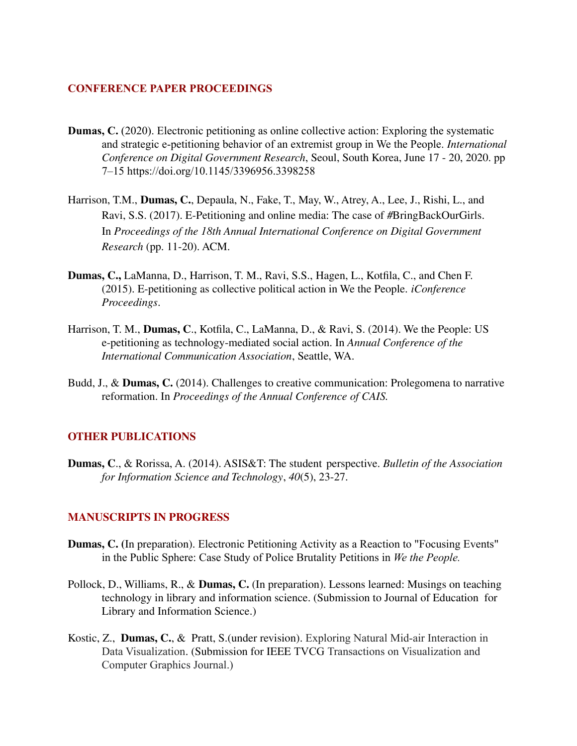## CONFERENCE PAPER PROCEEDINGS

**Dumas, C.** (2020). Electronic petitioning as online collective action: Exploring the systematic and strategic e-petitioning behavior of an extremist group in We the People. *International Conference on Digital Government Research*, Seoul, South Korea, June 17 - 20, 2020. pp 7–15 https://doi.org/10.1145/3396956.3398258

Harrison, T.M., **Dumas, C.**, Depaula, N., Fake, T., May, W., Atrey, A., Lee, J., Rishi, L., and Ravi, S.S. (2017). E-Petitioning and online media: The case of #BringBackOurGirls. In *Proceedings of the 18th Annual International Conference on Digital Government Research* (pp. 11-20). ACM.

**Dumas, C.,** LaManna, D., Harrison, T. M., Ravi, S.S., Hagen, L., Kotfila, C., and Chen F. (2015). E-petitioning as collective political action in We the People. *iConference Proceedings*.

Harrison, T. M., **Dumas, C**., Kotfila, C., LaManna, D., & Ravi, S. (2014). We the People: US e-petitioning as technology-mediated social action. In *Annual Conference of the International Communication Association*, Seattle, WA.

Budd, J., & **Dumas, C.** (2014). Challenges to creative communication: Prolegomena to narrative reformation. In *Proceedings of the Annual Conference of CAIS.*

## OTHER PUBLICATIONS

**Dumas, C**., & Rorissa, A. (2014). ASIS&T: The student perspective. *Bulletin of the Association for Information Science and Technology*, *40*(5), 23-27.

## MANUSCRIPTS IN PROGRESS

**Dumas, C. (**In preparation). Electronic Petitioning Activity as a Reaction to "Focusing Events" in the Public Sphere: Case Study of Police Brutality Petitions in *We the People.*

Pollock, D., Williams, R., & **Dumas, C.** (In preparation). Lessons learned: Musings on teaching technology in library and information science. (Submission to Journal of Education for Library and Information Science.)

Kostic, Z., **Dumas, C.**, & Pratt, S.(under revision). Exploring Natural Mid-air Interaction in Data Visualization. (Submission for IEEE TVCG Transactions on Visualization and Computer Graphics Journal.)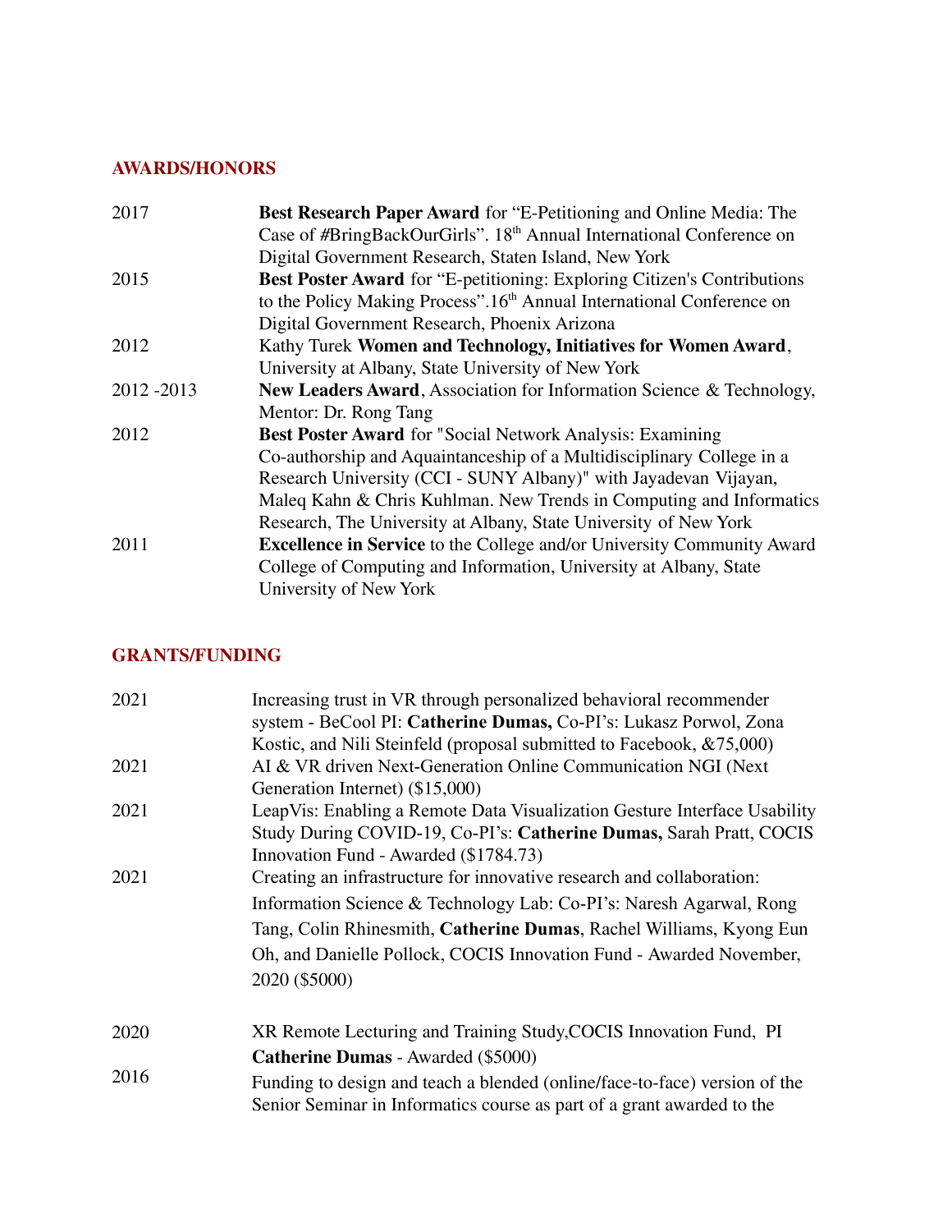## AWARDS/HONORS

| | |
|---|---|
| 2017 | **Best Research Paper Award** for "E-Petitioning and Online Media: The Case of #BringBackOurGirls". 18th Annual International Conference on Digital Government Research, Staten Island, New York |
| 2015 | **Best Poster Award** for "E-petitioning: Exploring Citizen's Contributions to the Policy Making Process".16th Annual International Conference on Digital Government Research, Phoenix Arizona |
| 2012 | Kathy Turek **Women and Technology, Initiatives for Women Award**, University at Albany, State University of New York |
| 2012 -2013 | **New Leaders Award**, Association for Information Science & Technology, Mentor: Dr. Rong Tang |
| 2012 | **Best Poster Award** for "Social Network Analysis: Examining Co-authorship and Aquaintanceship of a Multidisciplinary College in a Research University (CCI - SUNY Albany)" with Jayadevan Vijayan, Maleq Kahn & Chris Kuhlman. New Trends in Computing and Informatics Research, The University at Albany, State University of New York |
| 2011 | **Excellence in Service** to the College and/or University Community Award College of Computing and Information, University at Albany, State University of New York |

## GRANTS/FUNDING

| | |
|---|---|
| 2021 | Increasing trust in VR through personalized behavioral recommender system - BeCool PI: **Catherine Dumas,** Co-PI's: Lukasz Porwol, Zona Kostic, and Nili Steinfeld (proposal submitted to Facebook, &75,000) |
| 2021 | AI & VR driven Next-Generation Online Communication NGI (Next Generation Internet) ($15,000) |
| 2021 | LeapVis: Enabling a Remote Data Visualization Gesture Interface Usability Study During COVID-19, Co-PI's: **Catherine Dumas,** Sarah Pratt, COCIS Innovation Fund - Awarded ($1784.73) |
| 2021 | Creating an infrastructure for innovative research and collaboration: Information Science & Technology Lab: Co-PI's: Naresh Agarwal, Rong Tang, Colin Rhinesmith, **Catherine Dumas**, Rachel Williams, Kyong Eun Oh, and Danielle Pollock, COCIS Innovation Fund - Awarded November, 2020 ($5000) |
| 2020 | XR Remote Lecturing and Training Study,COCIS Innovation Fund, PI **Catherine Dumas** - Awarded ($5000) |
| 2016 | Funding to design and teach a blended (online/face-to-face) version of the Senior Seminar in Informatics course as part of a grant awarded to the |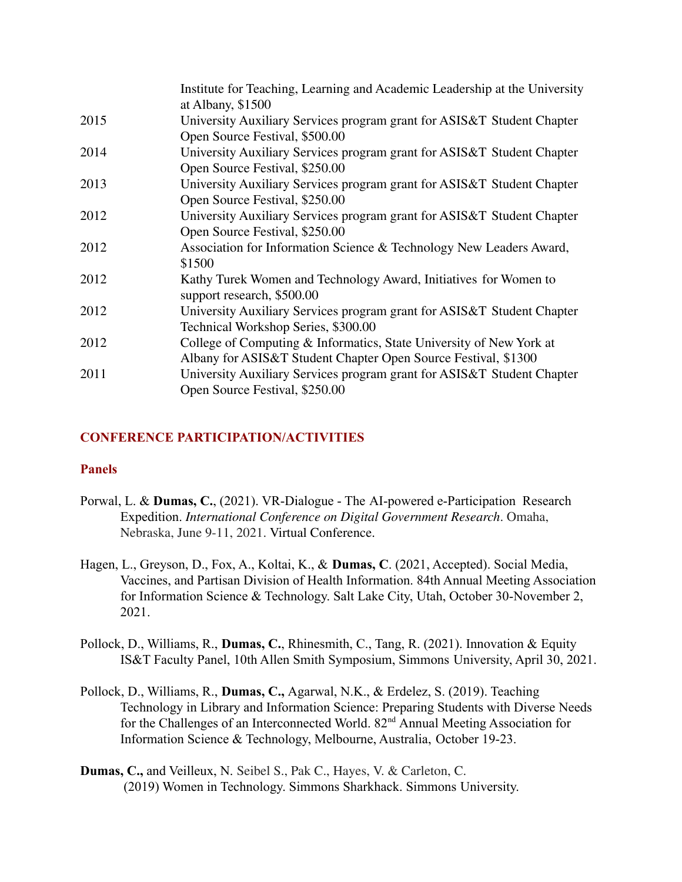| | |
|---|---|
| | Institute for Teaching, Learning and Academic Leadership at the University at Albany, $1500 |
| 2015 | University Auxiliary Services program grant for ASIS&T Student Chapter Open Source Festival, $500.00 |
| 2014 | University Auxiliary Services program grant for ASIS&T Student Chapter Open Source Festival, $250.00 |
| 2013 | University Auxiliary Services program grant for ASIS&T Student Chapter Open Source Festival, $250.00 |
| 2012 | University Auxiliary Services program grant for ASIS&T Student Chapter Open Source Festival, $250.00 |
| 2012 | Association for Information Science & Technology New Leaders Award, $1500 |
| 2012 | Kathy Turek Women and Technology Award, Initiatives for Women to support research, $500.00 |
| 2012 | University Auxiliary Services program grant for ASIS&T Student Chapter Technical Workshop Series, $300.00 |
| 2012 | College of Computing & Informatics, State University of New York at Albany for ASIS&T Student Chapter Open Source Festival, $1300 |
| 2011 | University Auxiliary Services program grant for ASIS&T Student Chapter Open Source Festival, $250.00 |

## CONFERENCE PARTICIPATION/ACTIVITIES

### Panels

Porwal, L. & **Dumas, C.**, (2021). VR-Dialogue - The AI-powered e-Participation Research Expedition. *International Conference on Digital Government Research*. Omaha, Nebraska, June 9-11, 2021. Virtual Conference.

Hagen, L., Greyson, D., Fox, A., Koltai, K., & **Dumas, C**. (2021, Accepted). Social Media, Vaccines, and Partisan Division of Health Information. 84th Annual Meeting Association for Information Science & Technology. Salt Lake City, Utah, October 30-November 2, 2021.

Pollock, D., Williams, R., **Dumas, C.**, Rhinesmith, C., Tang, R. (2021). Innovation & Equity IS&T Faculty Panel, 10th Allen Smith Symposium, Simmons University, April 30, 2021.

Pollock, D., Williams, R., **Dumas, C.,** Agarwal, N.K., & Erdelez, S. (2019). Teaching Technology in Library and Information Science: Preparing Students with Diverse Needs for the Challenges of an Interconnected World. 82nd Annual Meeting Association for Information Science & Technology, Melbourne, Australia, October 19-23.

**Dumas, C.,** and Veilleux, N. Seibel S., Pak C., Hayes, V. & Carleton, C. (2019) Women in Technology. Simmons Sharkhack. Simmons University.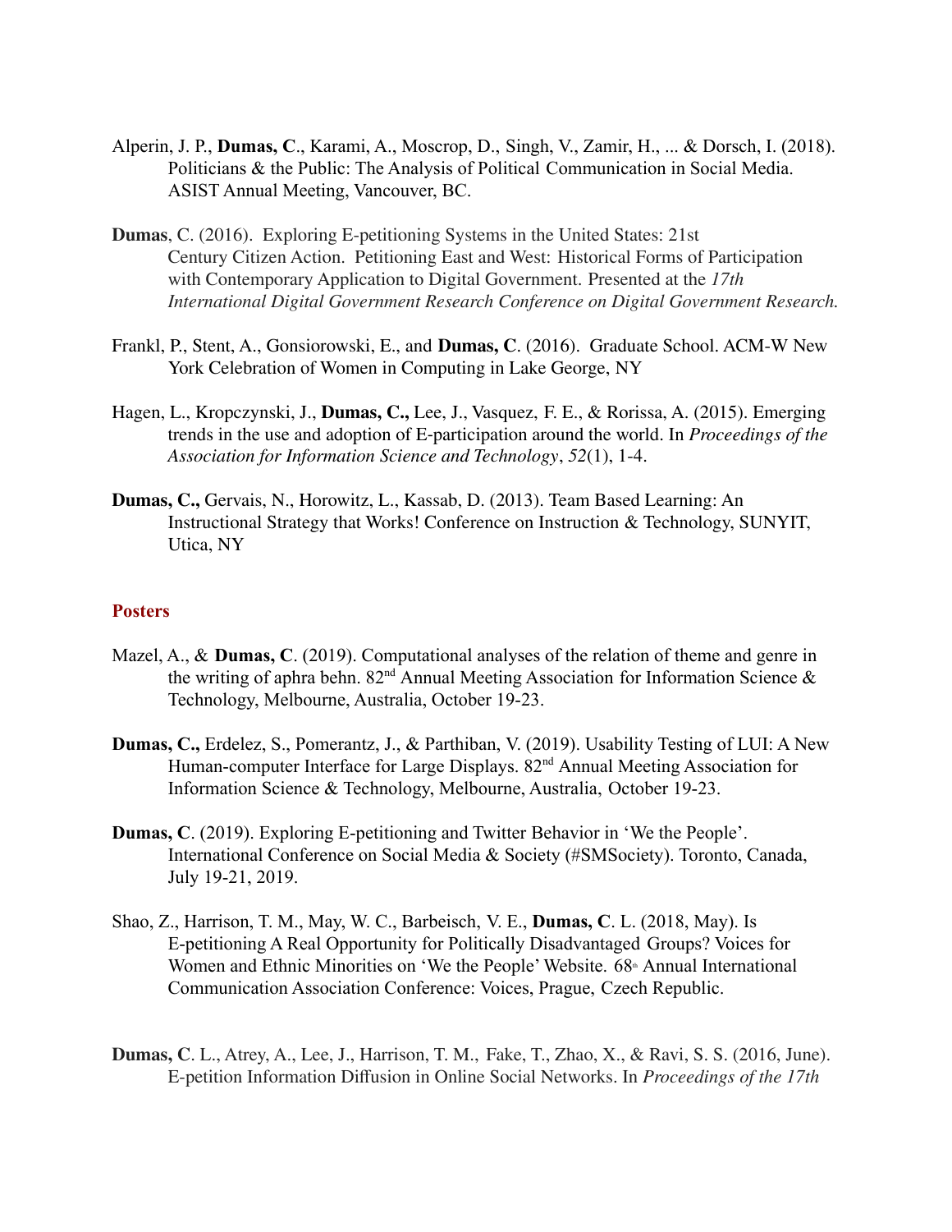Alperin, J. P., **Dumas, C**., Karami, A., Moscrop, D., Singh, V., Zamir, H., ... & Dorsch, I. (2018). Politicians & the Public: The Analysis of Political Communication in Social Media. ASIST Annual Meeting, Vancouver, BC.

**Dumas**, C. (2016). Exploring E-petitioning Systems in the United States: 21st Century Citizen Action. Petitioning East and West: Historical Forms of Participation with Contemporary Application to Digital Government. Presented at the *17th International Digital Government Research Conference on Digital Government Research.*

Frankl, P., Stent, A., Gonsiorowski, E., and **Dumas, C**. (2016). Graduate School. ACM-W New York Celebration of Women in Computing in Lake George, NY

Hagen, L., Kropczynski, J., **Dumas, C.,** Lee, J., Vasquez, F. E., & Rorissa, A. (2015). Emerging trends in the use and adoption of E-participation around the world. In *Proceedings of the Association for Information Science and Technology*, *52*(1), 1-4.

**Dumas, C.,** Gervais, N., Horowitz, L., Kassab, D. (2013). Team Based Learning: An Instructional Strategy that Works! Conference on Instruction & Technology, SUNYIT, Utica, NY

## Posters

Mazel, A., & **Dumas, C**. (2019). Computational analyses of the relation of theme and genre in the writing of aphra behn. 82nd Annual Meeting Association for Information Science & Technology, Melbourne, Australia, October 19-23.

**Dumas, C.,** Erdelez, S., Pomerantz, J., & Parthiban, V. (2019). Usability Testing of LUI: A New Human-computer Interface for Large Displays. 82nd Annual Meeting Association for Information Science & Technology, Melbourne, Australia, October 19-23.

**Dumas, C**. (2019). Exploring E-petitioning and Twitter Behavior in 'We the People'. International Conference on Social Media & Society (#SMSociety). Toronto, Canada, July 19-21, 2019.

Shao, Z., Harrison, T. M., May, W. C., Barbeisch, V. E., **Dumas, C**. L. (2018, May). Is E-petitioning A Real Opportunity for Politically Disadvantaged Groups? Voices for Women and Ethnic Minorities on 'We the People' Website. 68th Annual International Communication Association Conference: Voices, Prague, Czech Republic.

**Dumas, C**. L., Atrey, A., Lee, J., Harrison, T. M., Fake, T., Zhao, X., & Ravi, S. S. (2016, June). E-petition Information Diffusion in Online Social Networks. In *Proceedings of the 17th*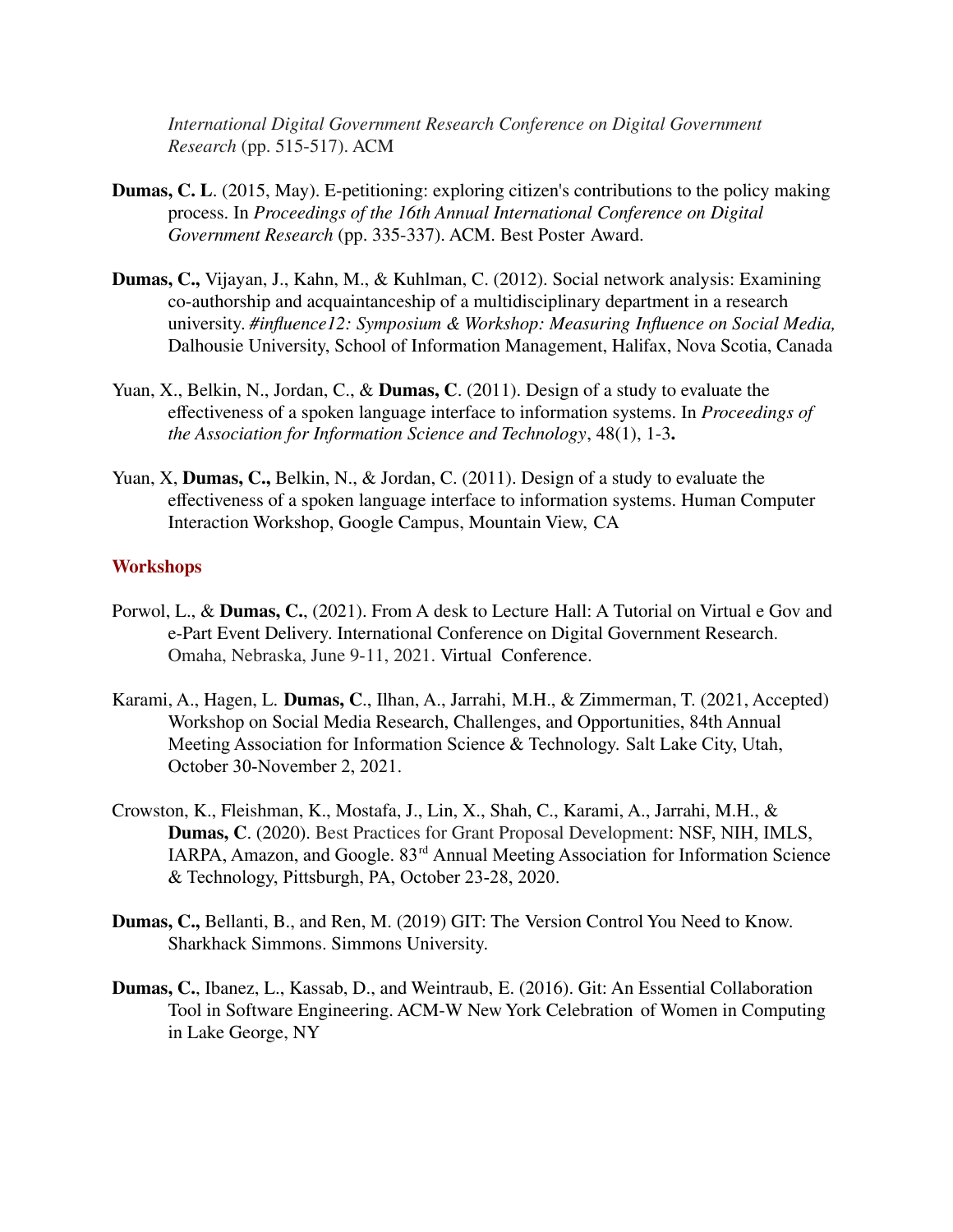*International Digital Government Research Conference on Digital Government Research* (pp. 515-517). ACM

**Dumas, C. L**. (2015, May). E-petitioning: exploring citizen's contributions to the policy making process. In *Proceedings of the 16th Annual International Conference on Digital Government Research* (pp. 335-337). ACM. Best Poster Award.

**Dumas, C.,** Vijayan, J., Kahn, M., & Kuhlman, C. (2012). Social network analysis: Examining co-authorship and acquaintanceship of a multidisciplinary department in a research university. *#influence12: Symposium & Workshop: Measuring Influence on Social Media,* Dalhousie University, School of Information Management, Halifax, Nova Scotia, Canada

Yuan, X., Belkin, N., Jordan, C., & **Dumas, C**. (2011). Design of a study to evaluate the effectiveness of a spoken language interface to information systems. In *Proceedings of the Association for Information Science and Technology*, 48(1), 1-3**.**

Yuan, X, **Dumas, C.,** Belkin, N., & Jordan, C. (2011). Design of a study to evaluate the effectiveness of a spoken language interface to information systems. Human Computer Interaction Workshop, Google Campus, Mountain View, CA

## Workshops

Porwol, L., & **Dumas, C.**, (2021). From A desk to Lecture Hall: A Tutorial on Virtual e Gov and e-Part Event Delivery. International Conference on Digital Government Research. Omaha, Nebraska, June 9-11, 2021. Virtual Conference.

Karami, A., Hagen, L. **Dumas, C**., Ilhan, A., Jarrahi, M.H., & Zimmerman, T. (2021, Accepted) Workshop on Social Media Research, Challenges, and Opportunities, 84th Annual Meeting Association for Information Science & Technology. Salt Lake City, Utah, October 30-November 2, 2021.

Crowston, K., Fleishman, K., Mostafa, J., Lin, X., Shah, C., Karami, A., Jarrahi, M.H., & **Dumas, C**. (2020). Best Practices for Grant Proposal Development: NSF, NIH, IMLS, IARPA, Amazon, and Google. 83rd Annual Meeting Association for Information Science & Technology, Pittsburgh, PA, October 23-28, 2020.

**Dumas, C.,** Bellanti, B., and Ren, M. (2019) GIT: The Version Control You Need to Know. Sharkhack Simmons. Simmons University.

**Dumas, C.**, Ibanez, L., Kassab, D., and Weintraub, E. (2016). Git: An Essential Collaboration Tool in Software Engineering. ACM-W New York Celebration of Women in Computing in Lake George, NY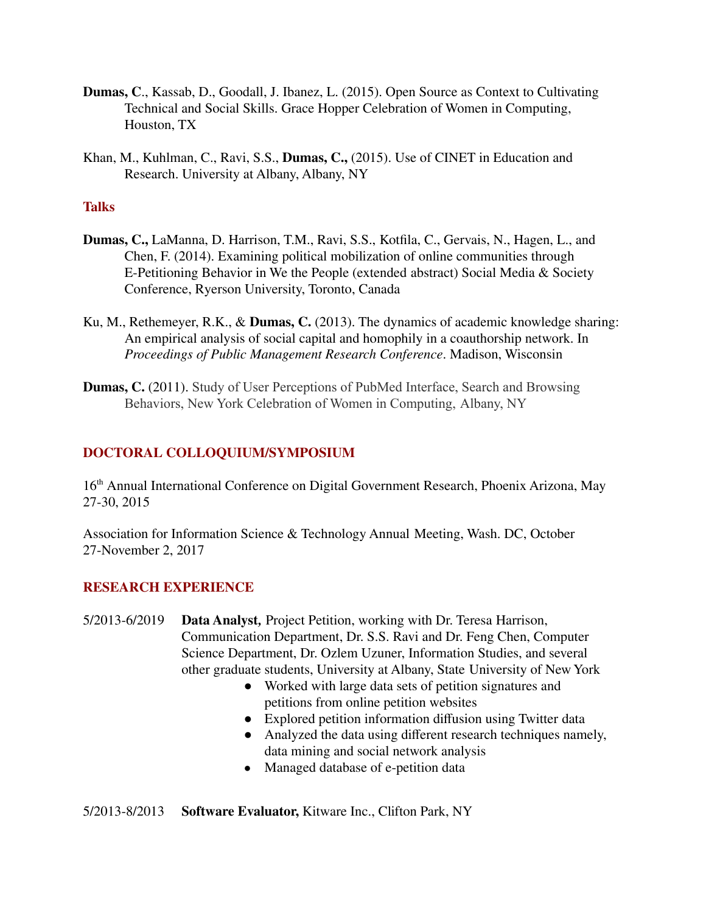**Dumas, C**., Kassab, D., Goodall, J. Ibanez, L. (2015). Open Source as Context to Cultivating Technical and Social Skills. Grace Hopper Celebration of Women in Computing, Houston, TX

Khan, M., Kuhlman, C., Ravi, S.S., **Dumas, C.,** (2015). Use of CINET in Education and Research. University at Albany, Albany, NY

### Talks

**Dumas, C.,** LaManna, D. Harrison, T.M., Ravi, S.S., Kotfila, C., Gervais, N., Hagen, L., and Chen, F. (2014). Examining political mobilization of online communities through E-Petitioning Behavior in We the People (extended abstract) Social Media & Society Conference, Ryerson University, Toronto, Canada

Ku, M., Rethemeyer, R.K., & **Dumas, C.** (2013). The dynamics of academic knowledge sharing: An empirical analysis of social capital and homophily in a coauthorship network. In *Proceedings of Public Management Research Conference*. Madison, Wisconsin

**Dumas, C.** (2011). Study of User Perceptions of PubMed Interface, Search and Browsing Behaviors, New York Celebration of Women in Computing, Albany, NY

## DOCTORAL COLLOQUIUM/SYMPOSIUM

16th Annual International Conference on Digital Government Research, Phoenix Arizona, May 27-30, 2015

Association for Information Science & Technology Annual Meeting, Wash. DC, October 27-November 2, 2017

## RESEARCH EXPERIENCE

5/2013-6/2019 **Data Analyst,** Project Petition, working with Dr. Teresa Harrison, Communication Department, Dr. S.S. Ravi and Dr. Feng Chen, Computer Science Department, Dr. Ozlem Uzuner, Information Studies, and several other graduate students, University at Albany, State University of New York

- Worked with large data sets of petition signatures and petitions from online petition websites
- Explored petition information diffusion using Twitter data
- Analyzed the data using different research techniques namely, data mining and social network analysis
- Managed database of e-petition data

5/2013-8/2013 **Software Evaluator,** Kitware Inc., Clifton Park, NY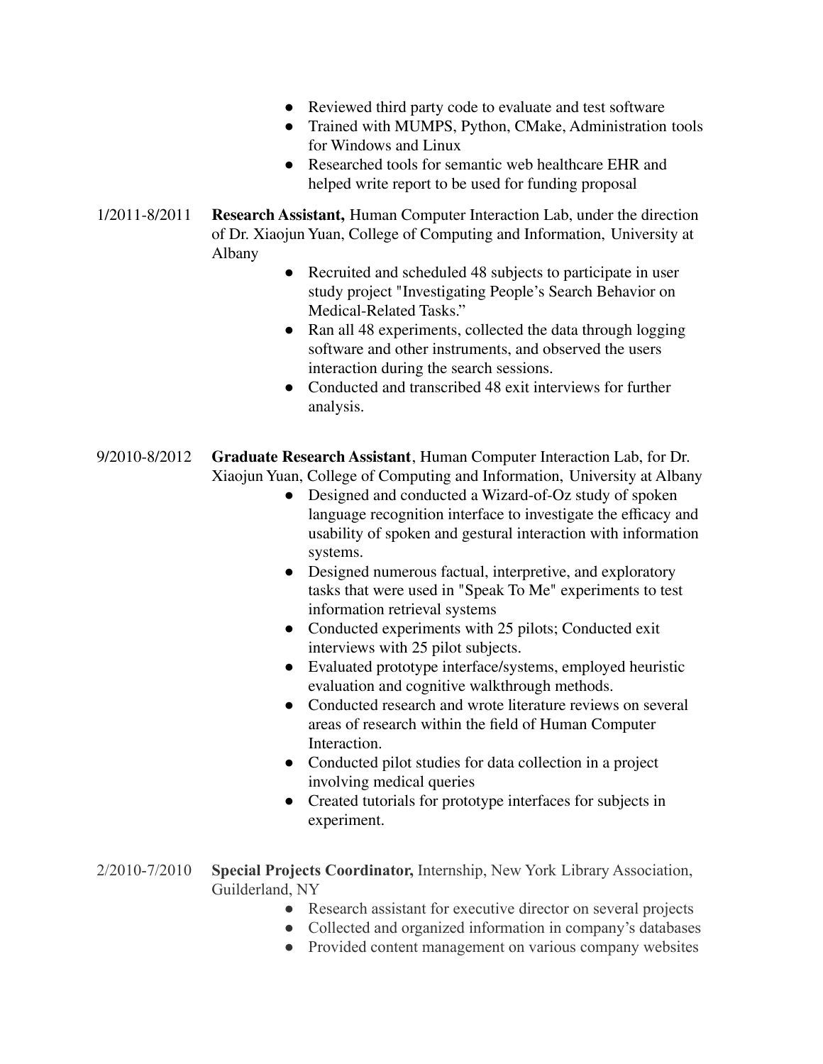- Reviewed third party code to evaluate and test software
- Trained with MUMPS, Python, CMake, Administration tools for Windows and Linux
- Researched tools for semantic web healthcare EHR and helped write report to be used for funding proposal

1/2011-8/2011 **Research Assistant,** Human Computer Interaction Lab, under the direction of Dr. Xiaojun Yuan, College of Computing and Information, University at Albany

- Recruited and scheduled 48 subjects to participate in user study project "Investigating People's Search Behavior on Medical-Related Tasks."
- Ran all 48 experiments, collected the data through logging software and other instruments, and observed the users interaction during the search sessions.
- Conducted and transcribed 48 exit interviews for further analysis.

9/2010-8/2012 **Graduate Research Assistant**, Human Computer Interaction Lab, for Dr. Xiaojun Yuan, College of Computing and Information, University at Albany

- Designed and conducted a Wizard-of-Oz study of spoken language recognition interface to investigate the efficacy and usability of spoken and gestural interaction with information systems.
- Designed numerous factual, interpretive, and exploratory tasks that were used in "Speak To Me" experiments to test information retrieval systems
- Conducted experiments with 25 pilots; Conducted exit interviews with 25 pilot subjects.
- Evaluated prototype interface/systems, employed heuristic evaluation and cognitive walkthrough methods.
- Conducted research and wrote literature reviews on several areas of research within the field of Human Computer Interaction.
- Conducted pilot studies for data collection in a project involving medical queries
- Created tutorials for prototype interfaces for subjects in experiment.

2/2010-7/2010 **Special Projects Coordinator,** Internship, New York Library Association, Guilderland, NY

- Research assistant for executive director on several projects
- Collected and organized information in company's databases
- Provided content management on various company websites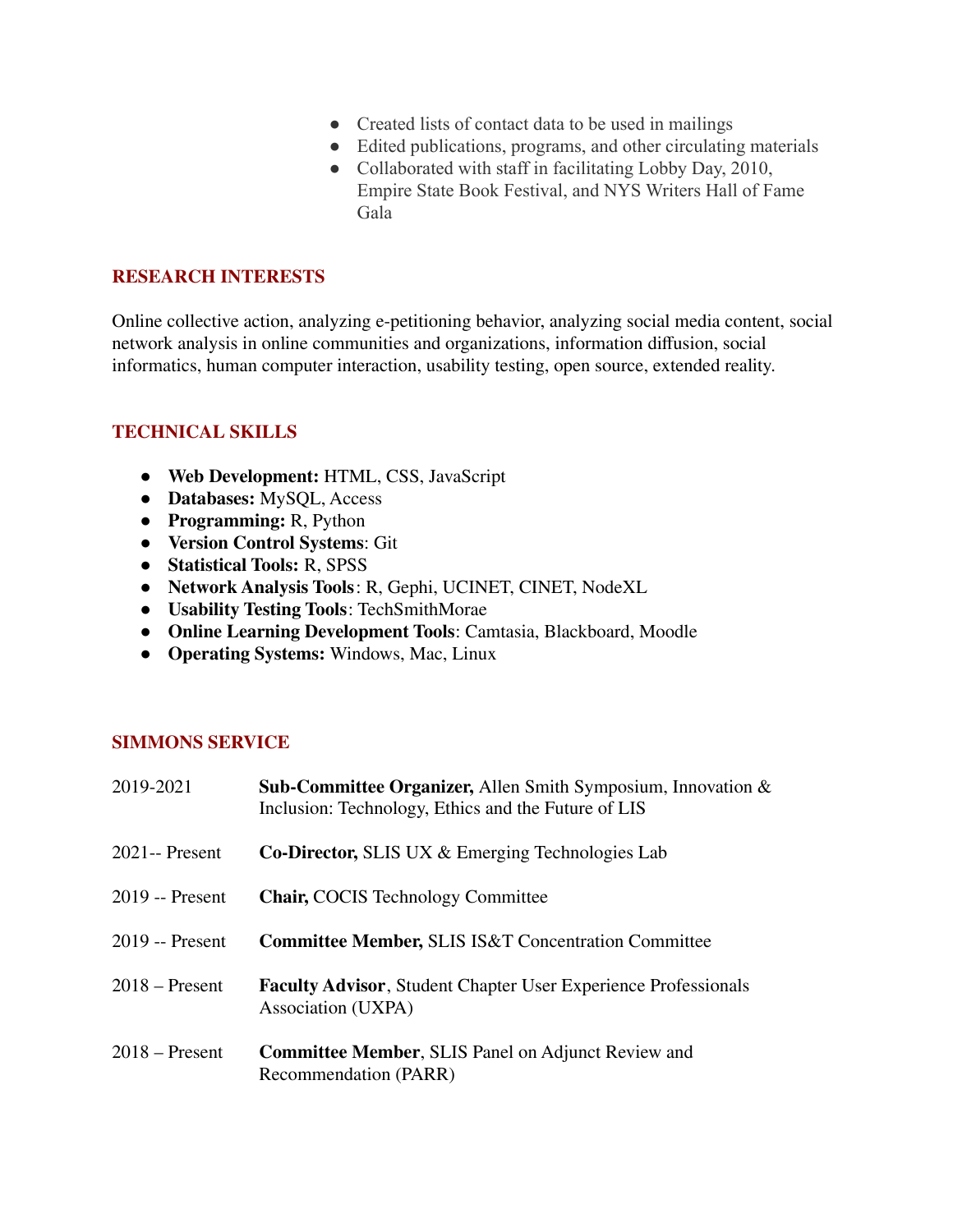- Created lists of contact data to be used in mailings
- Edited publications, programs, and other circulating materials
- Collaborated with staff in facilitating Lobby Day, 2010, Empire State Book Festival, and NYS Writers Hall of Fame Gala

## RESEARCH INTERESTS

Online collective action, analyzing e-petitioning behavior, analyzing social media content, social network analysis in online communities and organizations, information diffusion, social informatics, human computer interaction, usability testing, open source, extended reality.

## TECHNICAL SKILLS

- **Web Development:** HTML, CSS, JavaScript
- **Databases:** MySQL, Access
- **Programming:** R, Python
- **Version Control Systems**: Git
- **Statistical Tools:** R, SPSS
- **Network Analysis Tools**: R, Gephi, UCINET, CINET, NodeXL
- **Usability Testing Tools**: TechSmithMorae
- **Online Learning Development Tools**: Camtasia, Blackboard, Moodle
- **Operating Systems:** Windows, Mac, Linux

## SIMMONS SERVICE

2019-2021 **Sub-Committee Organizer,** Allen Smith Symposium, Innovation & Inclusion: Technology, Ethics and the Future of LIS

2021-- Present **Co-Director,** SLIS UX & Emerging Technologies Lab

2019 -- Present **Chair,** COCIS Technology Committee

2019 -- Present **Committee Member,** SLIS IS&T Concentration Committee

2018 – Present **Faculty Advisor**, Student Chapter User Experience Professionals Association (UXPA)

2018 – Present **Committee Member**, SLIS Panel on Adjunct Review and Recommendation (PARR)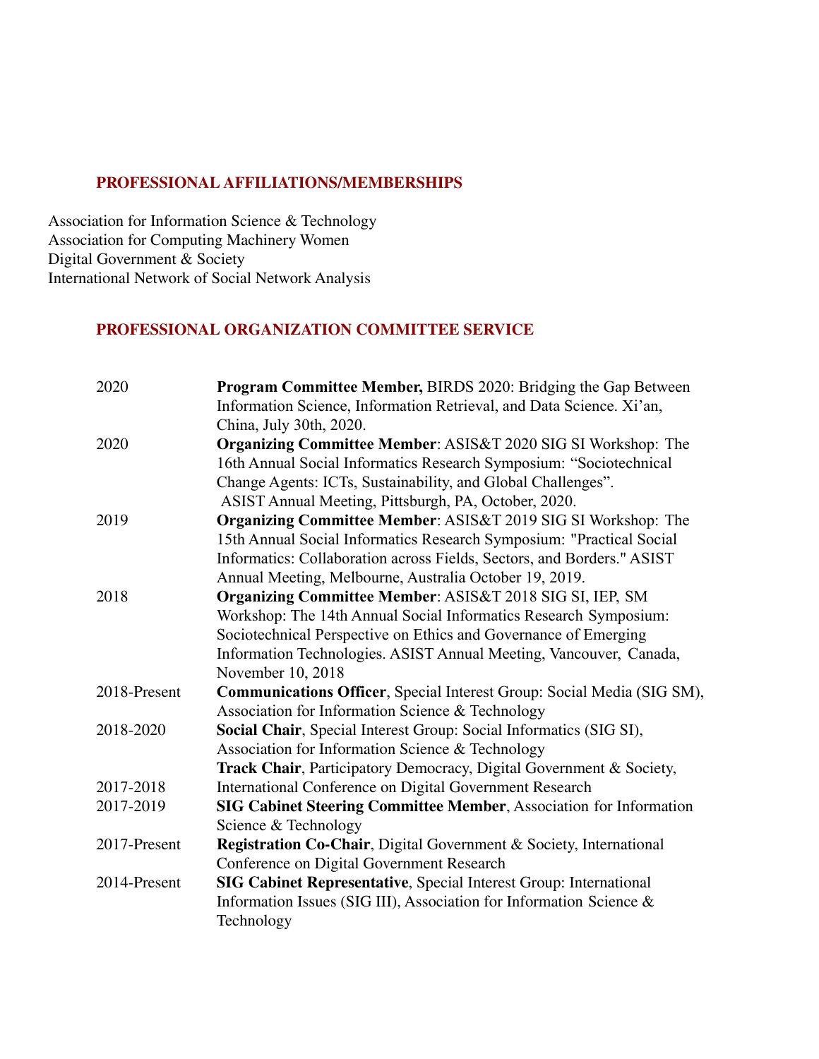## PROFESSIONAL AFFILIATIONS/MEMBERSHIPS

Association for Information Science & Technology
Association for Computing Machinery Women
Digital Government & Society
International Network of Social Network Analysis

## PROFESSIONAL ORGANIZATION COMMITTEE SERVICE

| | |
|---|---|
| 2020 | **Program Committee Member,** BIRDS 2020: Bridging the Gap Between Information Science, Information Retrieval, and Data Science. Xi'an, China, July 30th, 2020. |
| 2020 | **Organizing Committee Member**: ASIS&T 2020 SIG SI Workshop: The 16th Annual Social Informatics Research Symposium: "Sociotechnical Change Agents: ICTs, Sustainability, and Global Challenges". ASIST Annual Meeting, Pittsburgh, PA, October, 2020. |
| 2019 | **Organizing Committee Member**: ASIS&T 2019 SIG SI Workshop: The 15th Annual Social Informatics Research Symposium: "Practical Social Informatics: Collaboration across Fields, Sectors, and Borders." ASIST Annual Meeting, Melbourne, Australia October 19, 2019. |
| 2018 | **Organizing Committee Member**: ASIS&T 2018 SIG SI, IEP, SM Workshop: The 14th Annual Social Informatics Research Symposium: Sociotechnical Perspective on Ethics and Governance of Emerging Information Technologies. ASIST Annual Meeting, Vancouver, Canada, November 10, 2018 |
| 2018-Present | **Communications Officer**, Special Interest Group: Social Media (SIG SM), Association for Information Science & Technology |
| 2018-2020 | **Social Chair**, Special Interest Group: Social Informatics (SIG SI), Association for Information Science & Technology |
| 2017-2018 | **Track Chair**, Participatory Democracy, Digital Government & Society, International Conference on Digital Government Research |
| 2017-2019 | **SIG Cabinet Steering Committee Member**, Association for Information Science & Technology |
| 2017-Present | **Registration Co-Chair**, Digital Government & Society, International Conference on Digital Government Research |
| 2014-Present | **SIG Cabinet Representative**, Special Interest Group: International Information Issues (SIG III), Association for Information Science & Technology |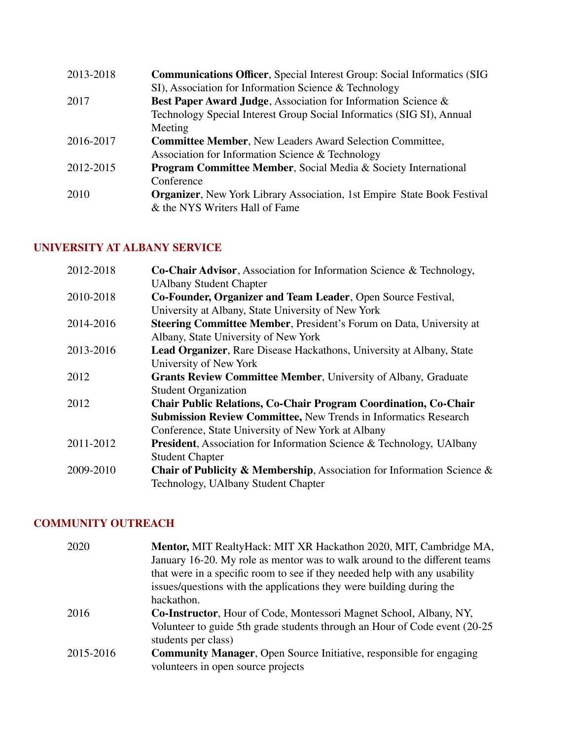| | |
|---|---|
| 2013-2018 | **Communications Officer**, Special Interest Group: Social Informatics (SIG SI), Association for Information Science & Technology |
| 2017 | **Best Paper Award Judge**, Association for Information Science & Technology Special Interest Group Social Informatics (SIG SI), Annual Meeting |
| 2016-2017 | **Committee Member**, New Leaders Award Selection Committee, Association for Information Science & Technology |
| 2012-2015 | **Program Committee Member**, Social Media & Society International Conference |
| 2010 | **Organizer**, New York Library Association, 1st Empire State Book Festival & the NYS Writers Hall of Fame |

## UNIVERSITY AT ALBANY SERVICE

| | |
|---|---|
| 2012-2018 | **Co-Chair Advisor**, Association for Information Science & Technology, UAlbany Student Chapter |
| 2010-2018 | **Co-Founder, Organizer and Team Leader**, Open Source Festival, University at Albany, State University of New York |
| 2014-2016 | **Steering Committee Member**, President's Forum on Data, University at Albany, State University of New York |
| 2013-2016 | **Lead Organizer**, Rare Disease Hackathons, University at Albany, State University of New York |
| 2012 | **Grants Review Committee Member**, University of Albany, Graduate Student Organization |
| 2012 | **Chair Public Relations, Co-Chair Program Coordination, Co-Chair Submission Review Committee,** New Trends in Informatics Research Conference, State University of New York at Albany |
| 2011-2012 | **President**, Association for Information Science & Technology, UAlbany Student Chapter |
| 2009-2010 | **Chair of Publicity & Membership**, Association for Information Science & Technology, UAlbany Student Chapter |

## COMMUNITY OUTREACH

| | |
|---|---|
| 2020 | **Mentor,** MIT RealtyHack: MIT XR Hackathon 2020, MIT, Cambridge MA, January 16-20. My role as mentor was to walk around to the different teams that were in a specific room to see if they needed help with any usability issues/questions with the applications they were building during the hackathon. |
| 2016 | **Co-Instructor**, Hour of Code, Montessori Magnet School, Albany, NY, Volunteer to guide 5th grade students through an Hour of Code event (20-25 students per class) |
| 2015-2016 | **Community Manager**, Open Source Initiative, responsible for engaging volunteers in open source projects |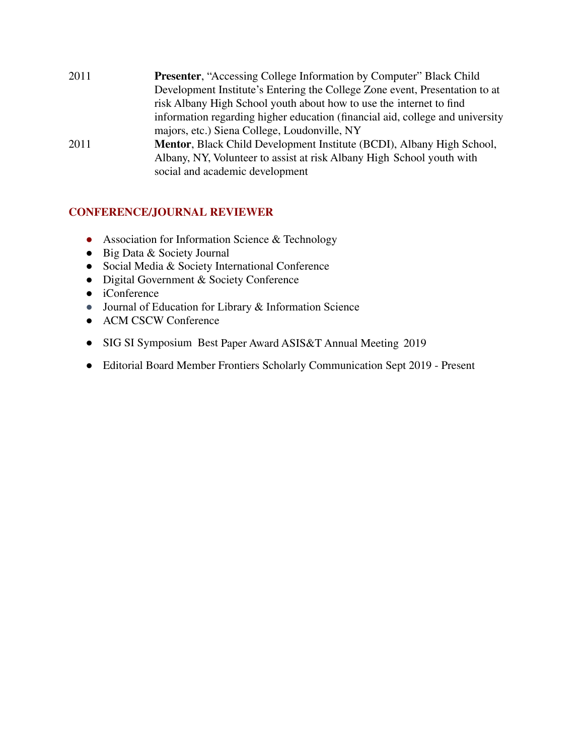2011 **Presenter**, "Accessing College Information by Computer" Black Child Development Institute's Entering the College Zone event, Presentation to at risk Albany High School youth about how to use the internet to find information regarding higher education (financial aid, college and university majors, etc.) Siena College, Loudonville, NY

2011 **Mentor**, Black Child Development Institute (BCDI), Albany High School, Albany, NY, Volunteer to assist at risk Albany High School youth with social and academic development

## CONFERENCE/JOURNAL REVIEWER

- Association for Information Science & Technology
- Big Data & Society Journal
- Social Media & Society International Conference
- Digital Government & Society Conference
- iConference
- Journal of Education for Library & Information Science
- ACM CSCW Conference
- SIG SI Symposium Best Paper Award ASIS&T Annual Meeting 2019
- Editorial Board Member Frontiers Scholarly Communication Sept 2019 - Present